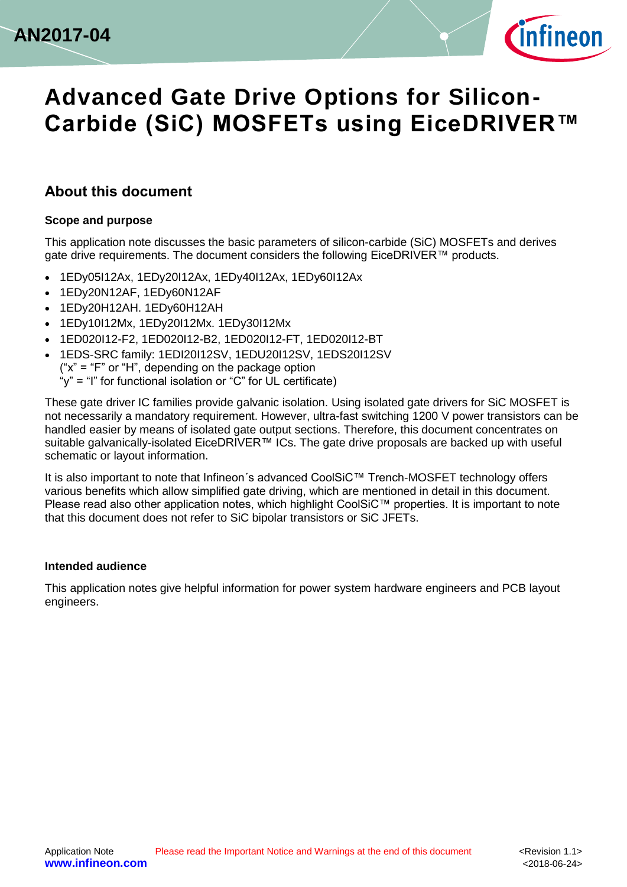# Advanced Gate Drive Options for Silicon-Carbide (SiC) MOSFETs using EiceDRIVER™

## About this document

### Scope and purpose

This application note discusses the basic parameters of silicon-carbide (SiC) MOSFETs and derives gate drive requirements. The document considers the following EiceDRIVER™ products.

- 1EDy05I12Ax, 1EDy20I12Ax, 1EDy40I12Ax, 1EDy60I12Ax
- 1EDy20N12AF, 1EDy60N12AF
- 1EDy20H12AH. 1EDy60H12AH
- 1EDy10I12Mx, 1EDy20I12Mx. 1EDy30I12Mx
- 1ED020I12-F2, 1ED020I12-B2, 1ED020I12-FT, 1ED020I12-BT
- 1EDS-SRC family: 1EDI20I12SV, 1EDU20I12SV, 1EDS20I12SV
  (“x” = “F” or “H”, depending on the package option
  “y” = “I” for functional isolation or “C” for UL certificate)

These gate driver IC families provide galvanic isolation. Using isolated gate drivers for SiC MOSFET is not necessarily a mandatory requirement. However, ultra-fast switching 1200 V power transistors can be handled easier by means of isolated gate output sections. Therefore, this document concentrates on suitable galvanically-isolated EiceDRIVER™ ICs. The gate drive proposals are backed up with useful schematic or layout information.

It is also important to note that Infineon´s advanced CoolSiC™ Trench-MOSFET technology offers various benefits which allow simplified gate driving, which are mentioned in detail in this document. Please read also other application notes, which highlight CoolSiC™ properties. It is important to note that this document does not refer to SiC bipolar transistors or SiC JFETs.

### Intended audience

This application notes give helpful information for power system hardware engineers and PCB layout engineers.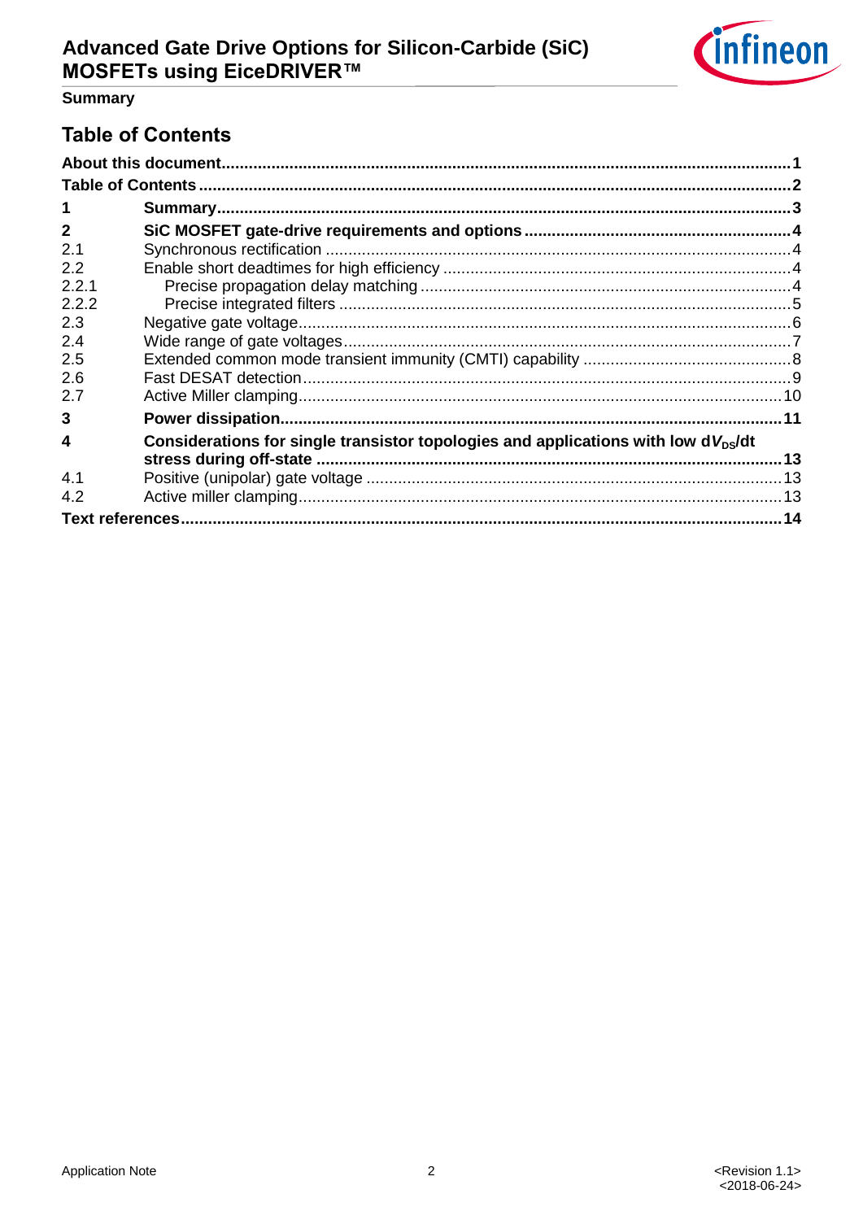## Table of Contents

| | | |
|---|---|---|
| **About this document** | | **1** |
| **Table of Contents** | | **2** |
| **1** | **Summary** | **3** |
| **2** | **SiC MOSFET gate-drive requirements and options** | **4** |
| 2.1 | Synchronous rectification | 4 |
| 2.2 | Enable short deadtimes for high efficiency | 4 |
| 2.2.1 | Precise propagation delay matching | 4 |
| 2.2.2 | Precise integrated filters | 5 |
| 2.3 | Negative gate voltage | 6 |
| 2.4 | Wide range of gate voltages | 7 |
| 2.5 | Extended common mode transient immunity (CMTI) capability | 8 |
| 2.6 | Fast DESAT detection | 9 |
| 2.7 | Active Miller clamping | 10 |
| **3** | **Power dissipation** | **11** |
| **4** | **Considerations for single transistor topologies and applications with low d$V_{DS}$/dt stress during off-state** | **13** |
| 4.1 | Positive (unipolar) gate voltage | 13 |
| 4.2 | Active miller clamping | 13 |
| **Text references** | | **14** |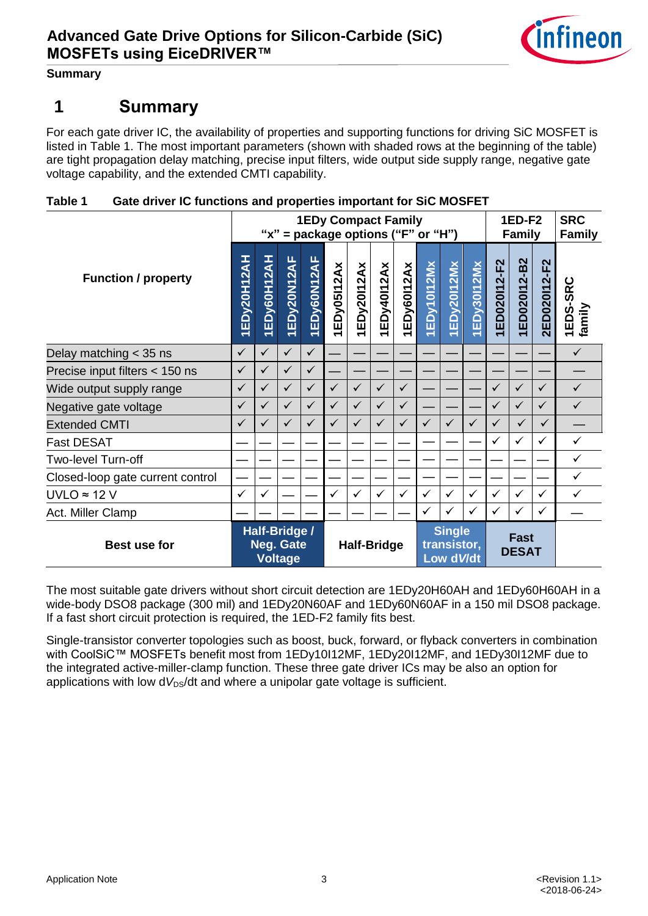# 1 Summary

For each gate driver IC, the availability of properties and supporting functions for driving SiC MOSFET is listed in Table 1. The most important parameters (shown with shaded rows at the beginning of the table) are tight propagation delay matching, precise input filters, wide output side supply range, negative gate voltage capability, and the extended CMTI capability.

**Table 1 Gate driver IC functions and properties important for SiC MOSFET**

| Function / property | 1EDy Compact Family "x" = package options ("F" or "H") | | | | | | | | | | | 1ED-F2 Family | | | SRC Family |
|---|---|---|---|---|---|---|---|---|---|---|---|---|---|---|---|
| | 1EDy20H12AH | 1EDy60H12AH | 1EDy20N12AF | 1EDy60N12AF | 1EDy05I12Ax | 1EDy20I12Ax | 1EDy40I12Ax | 1EDy60I12Ax | 1EDy10I12Mx | 1EDy20I12Mx | 1EDy30I12Mx | 1ED020I12-F2 | 1ED020I12-B2 | 2ED020I12-F2 | 1EDS-SRC family |
| Delay matching < 35 ns | ✓ | ✓ | ✓ | ✓ | — | — | — | — | — | — | — | — | — | — | ✓ |
| Precise input filters < 150 ns | ✓ | ✓ | ✓ | ✓ | — | — | — | — | — | — | — | — | — | — | — |
| Wide output supply range | ✓ | ✓ | ✓ | ✓ | ✓ | ✓ | ✓ | ✓ | — | — | — | ✓ | ✓ | ✓ | ✓ |
| Negative gate voltage | ✓ | ✓ | ✓ | ✓ | ✓ | ✓ | ✓ | ✓ | — | — | — | ✓ | ✓ | ✓ | ✓ |
| Extended CMTI | ✓ | ✓ | ✓ | ✓ | ✓ | ✓ | ✓ | ✓ | ✓ | ✓ | ✓ | ✓ | ✓ | ✓ | — |
| Fast DESAT | — | — | — | — | — | — | — | — | — | — | — | ✓ | ✓ | ✓ | ✓ |
| Two-level Turn-off | — | — | — | — | — | — | — | — | — | — | — | — | — | — | ✓ |
| Closed-loop gate current control | — | — | — | — | — | — | — | — | — | — | — | — | — | — | ✓ |
| UVLO ≈ 12 V | ✓ | ✓ | — | — | ✓ | ✓ | ✓ | ✓ | ✓ | ✓ | ✓ | ✓ | ✓ | ✓ | ✓ |
| Act. Miller Clamp | — | — | — | — | — | — | — | — | ✓ | ✓ | ✓ | ✓ | ✓ | ✓ | — |
| **Best use for** | **Half-Bridge / Neg. Gate Voltage** | | | | **Half-Bridge** | | | | **Single transistor, Low d*V*/dt** | | | **Fast DESAT** | | | |

The most suitable gate drivers without short circuit detection are 1EDy20H60AH and 1EDy60H60AH in a wide-body DSO8 package (300 mil) and 1EDy20N60AF and 1EDy60N60AF in a 150 mil DSO8 package. If a fast short circuit protection is required, the 1ED-F2 family fits best.

Single-transistor converter topologies such as boost, buck, forward, or flyback converters in combination with CoolSiC™ MOSFETs benefit most from 1EDy10I12MF, 1EDy20I12MF, and 1EDy30I12MF due to the integrated active-miller-clamp function. These three gate driver ICs may be also an option for applications with low $dV_{DS}/dt$ and where a unipolar gate voltage is sufficient.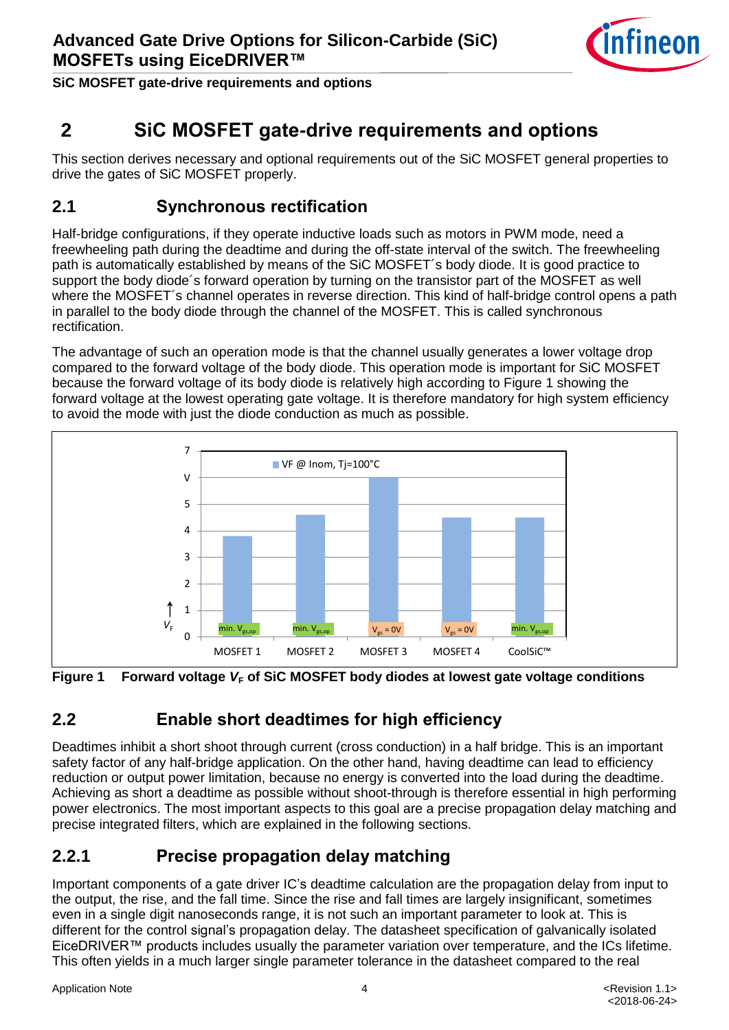## 2 SiC MOSFET gate-drive requirements and options

This section derives necessary and optional requirements out of the SiC MOSFET general properties to drive the gates of SiC MOSFET properly.

### 2.1 Synchronous rectification

Half-bridge configurations, if they operate inductive loads such as motors in PWM mode, need a freewheeling path during the deadtime and during the off-state interval of the switch. The freewheeling path is automatically established by means of the SiC MOSFET´s body diode. It is good practice to support the body diode´s forward operation by turning on the transistor part of the MOSFET as well where the MOSFET´s channel operates in reverse direction. This kind of half-bridge control opens a path in parallel to the body diode through the channel of the MOSFET. This is called synchronous rectification.

The advantage of such an operation mode is that the channel usually generates a lower voltage drop compared to the forward voltage of the body diode. This operation mode is important for SiC MOSFET because the forward voltage of its body diode is relatively high according to Figure 1 showing the forward voltage at the lowest operating gate voltage. It is therefore mandatory for high system efficiency to avoid the mode with just the diode conduction as much as possible.

**Figure 1 Forward voltage $V_F$ of SiC MOSFET body diodes at lowest gate voltage conditions**

### 2.2 Enable short deadtimes for high efficiency

Deadtimes inhibit a short shoot through current (cross conduction) in a half bridge. This is an important safety factor of any half-bridge application. On the other hand, having deadtime can lead to efficiency reduction or output power limitation, because no energy is converted into the load during the deadtime. Achieving as short a deadtime as possible without shoot-through is therefore essential in high performing power electronics. The most important aspects to this goal are a precise propagation delay matching and precise integrated filters, which are explained in the following sections.

#### 2.2.1 Precise propagation delay matching

Important components of a gate driver IC's deadtime calculation are the propagation delay from input to the output, the rise, and the fall time. Since the rise and fall times are largely insignificant, sometimes even in a single digit nanoseconds range, it is not such an important parameter to look at. This is different for the control signal's propagation delay. The datasheet specification of galvanically isolated EiceDRIVER™ products includes usually the parameter variation over temperature, and the ICs lifetime. This often yields in a much larger single parameter tolerance in the datasheet compared to the real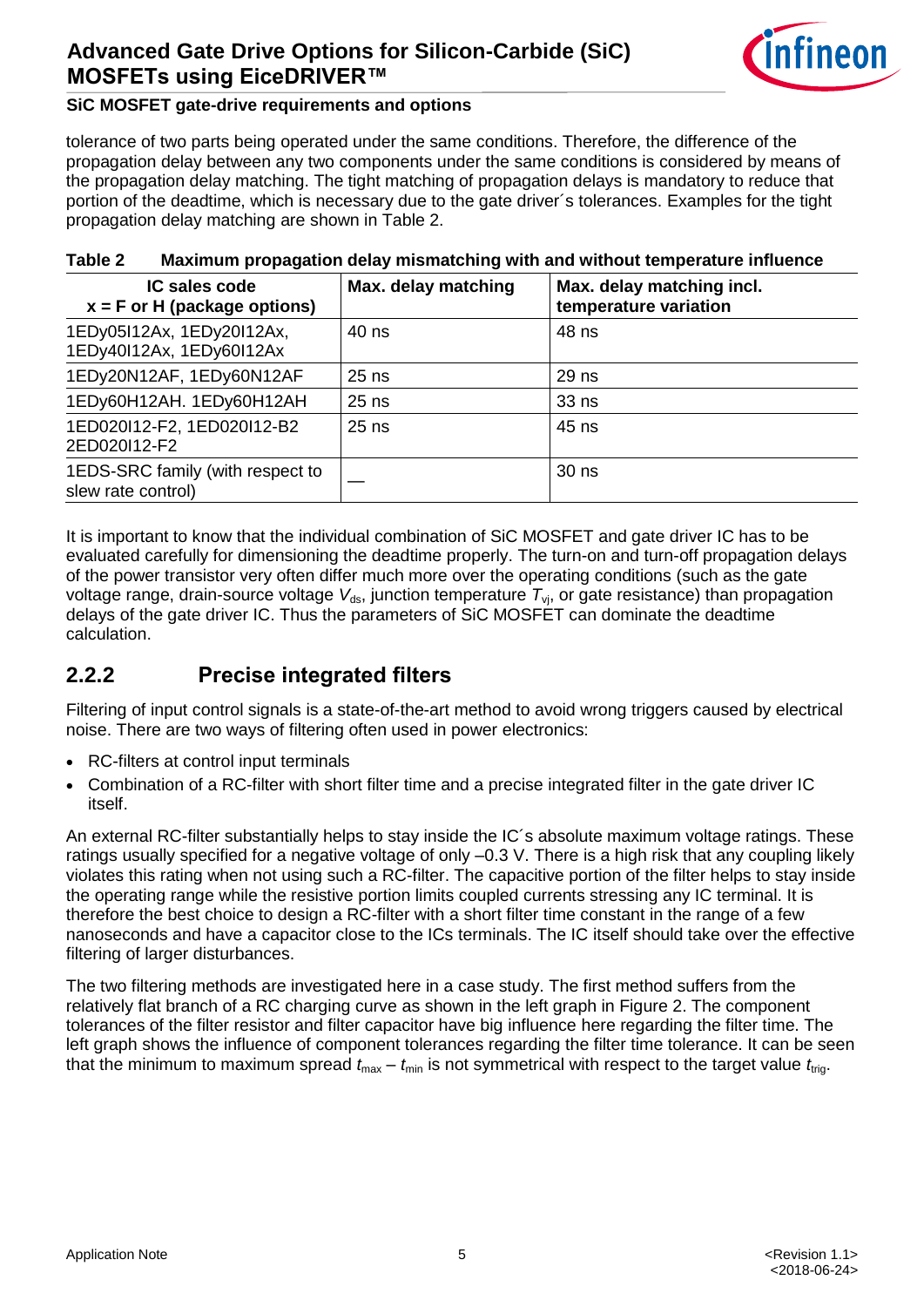tolerance of two parts being operated under the same conditions. Therefore, the difference of the propagation delay between any two components under the same conditions is considered by means of the propagation delay matching. The tight matching of propagation delays is mandatory to reduce that portion of the deadtime, which is necessary due to the gate driver´s tolerances. Examples for the tight propagation delay matching are shown in Table 2.

**Table 2 Maximum propagation delay mismatching with and without temperature influence**

| IC sales code<br>x = F or H (package options) | Max. delay matching | Max. delay matching incl. temperature variation |
|---|---|---|
| 1EDy05I12Ax, 1EDy20I12Ax, 1EDy40I12Ax, 1EDy60I12Ax | 40 ns | 48 ns |
| 1EDy20N12AF, 1EDy60N12AF | 25 ns | 29 ns |
| 1EDy60H12AH. 1EDy60H12AH | 25 ns | 33 ns |
| 1ED020I12-F2, 1ED020I12-B2 2ED020I12-F2 | 25 ns | 45 ns |
| 1EDS-SRC family (with respect to slew rate control) | — | 30 ns |

It is important to know that the individual combination of SiC MOSFET and gate driver IC has to be evaluated carefully for dimensioning the deadtime properly. The turn-on and turn-off propagation delays of the power transistor very often differ much more over the operating conditions (such as the gate voltage range, drain-source voltage $V_{ds}$, junction temperature $T_{vj}$, or gate resistance) than propagation delays of the gate driver IC. Thus the parameters of SiC MOSFET can dominate the deadtime calculation.

## 2.2.2 Precise integrated filters

Filtering of input control signals is a state-of-the-art method to avoid wrong triggers caused by electrical noise. There are two ways of filtering often used in power electronics:

- RC-filters at control input terminals
- Combination of a RC-filter with short filter time and a precise integrated filter in the gate driver IC itself.

An external RC-filter substantially helps to stay inside the IC´s absolute maximum voltage ratings. These ratings usually specified for a negative voltage of only –0.3 V. There is a high risk that any coupling likely violates this rating when not using such a RC-filter. The capacitive portion of the filter helps to stay inside the operating range while the resistive portion limits coupled currents stressing any IC terminal. It is therefore the best choice to design a RC-filter with a short filter time constant in the range of a few nanoseconds and have a capacitor close to the ICs terminals. The IC itself should take over the effective filtering of larger disturbances.

The two filtering methods are investigated here in a case study. The first method suffers from the relatively flat branch of a RC charging curve as shown in the left graph in Figure 2. The component tolerances of the filter resistor and filter capacitor have big influence here regarding the filter time. The left graph shows the influence of component tolerances regarding the filter time tolerance. It can be seen that the minimum to maximum spread $t_{max} – t_{min}$ is not symmetrical with respect to the target value $t_{trig}$.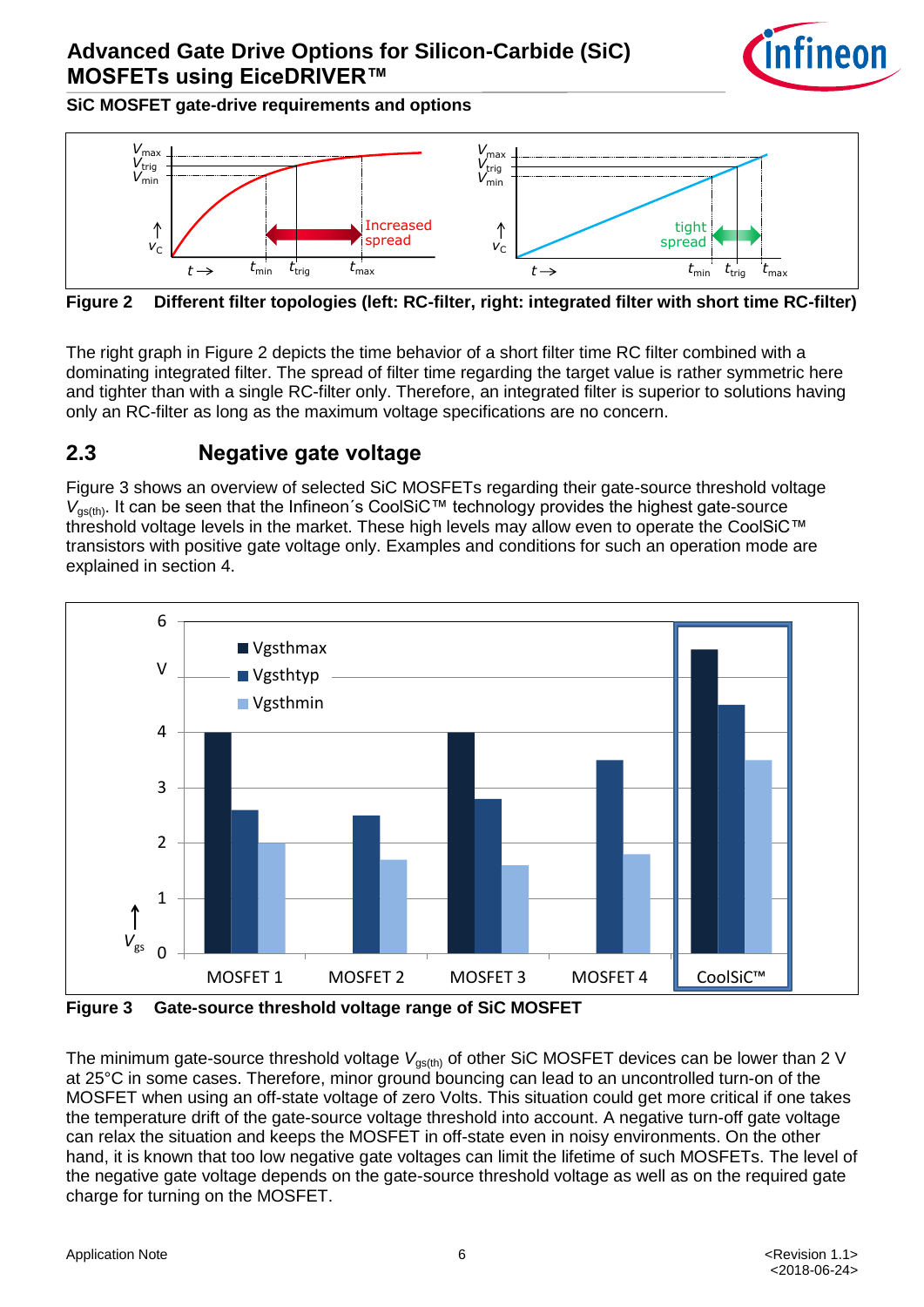Figure 2 Different filter topologies (left: RC-filter, right: integrated filter with short time RC-filter)

The right graph in Figure 2 depicts the time behavior of a short filter time RC filter combined with a dominating integrated filter. The spread of filter time regarding the target value is rather symmetric here and tighter than with a single RC-filter only. Therefore, an integrated filter is superior to solutions having only an RC-filter as long as the maximum voltage specifications are no concern.

## 2.3 Negative gate voltage

Figure 3 shows an overview of selected SiC MOSFETs regarding their gate-source threshold voltage $V_{gs(th)}$. It can be seen that the Infineon´s CoolSiC™ technology provides the highest gate-source threshold voltage levels in the market. These high levels may allow even to operate the CoolSiC™ transistors with positive gate voltage only. Examples and conditions for such an operation mode are explained in section 4.

Figure 3 Gate-source threshold voltage range of SiC MOSFET

The minimum gate-source threshold voltage $V_{gs(th)}$ of other SiC MOSFET devices can be lower than 2 V at 25°C in some cases. Therefore, minor ground bouncing can lead to an uncontrolled turn-on of the MOSFET when using an off-state voltage of zero Volts. This situation could get more critical if one takes the temperature drift of the gate-source voltage threshold into account. A negative turn-off gate voltage can relax the situation and keeps the MOSFET in off-state even in noisy environments. On the other hand, it is known that too low negative gate voltages can limit the lifetime of such MOSFETs. The level of the negative gate voltage depends on the gate-source threshold voltage as well as on the required gate charge for turning on the MOSFET.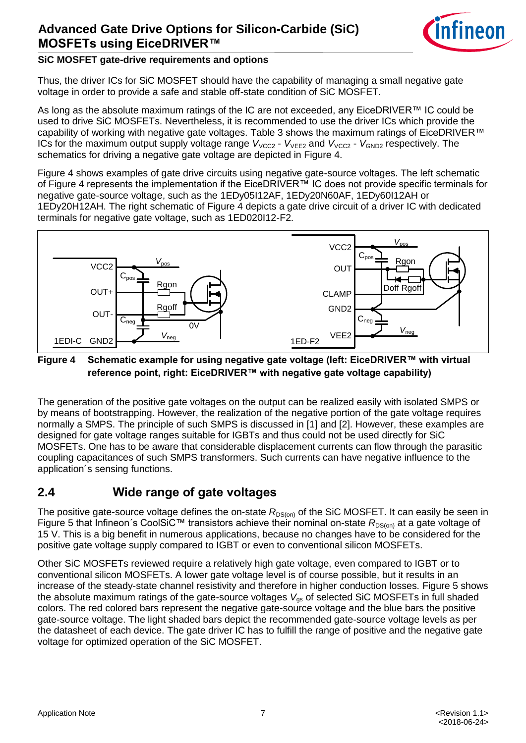Thus, the driver ICs for SiC MOSFET should have the capability of managing a small negative gate voltage in order to provide a safe and stable off-state condition of SiC MOSFET.

As long as the absolute maximum ratings of the IC are not exceeded, any EiceDRIVER™ IC could be used to drive SiC MOSFETs. Nevertheless, it is recommended to use the driver ICs which provide the capability of working with negative gate voltages. Table 3 shows the maximum ratings of EiceDRIVER™ ICs for the maximum output supply voltage range $V_{VCC2}$ - $V_{VEE2}$ and $V_{VCC2}$ - $V_{GND2}$ respectively. The schematics for driving a negative gate voltage are depicted in Figure 4.

Figure 4 shows examples of gate drive circuits using negative gate-source voltages. The left schematic of Figure 4 represents the implementation if the EiceDRIVER™ IC does not provide specific terminals for negative gate-source voltage, such as the 1EDy05I12AF, 1EDy20N60AF, 1EDy60I12AH or 1EDy20H12AH. The right schematic of Figure 4 depicts a gate drive circuit of a driver IC with dedicated terminals for negative gate voltage, such as 1ED020I12-F2.

**Figure 4 Schematic example for using negative gate voltage (left: EiceDRIVER™ with virtual reference point, right: EiceDRIVER™ with negative gate voltage capability)**

The generation of the positive gate voltages on the output can be realized easily with isolated SMPS or by means of bootstrapping. However, the realization of the negative portion of the gate voltage requires normally a SMPS. The principle of such SMPS is discussed in [1] and [2]. However, these examples are designed for gate voltage ranges suitable for IGBTs and thus could not be used directly for SiC MOSFETs. One has to be aware that considerable displacement currents can flow through the parasitic coupling capacitances of such SMPS transformers. Such currents can have negative influence to the application´s sensing functions.

## 2.4 Wide range of gate voltages

The positive gate-source voltage defines the on-state $R_{DS(on)}$ of the SiC MOSFET. It can easily be seen in Figure 5 that Infineon´s CoolSiC™ transistors achieve their nominal on-state $R_{DS(on)}$ at a gate voltage of 15 V. This is a big benefit in numerous applications, because no changes have to be considered for the positive gate voltage supply compared to IGBT or even to conventional silicon MOSFETs.

Other SiC MOSFETs reviewed require a relatively high gate voltage, even compared to IGBT or to conventional silicon MOSFETs. A lower gate voltage level is of course possible, but it results in an increase of the steady-state channel resistivity and therefore in higher conduction losses. Figure 5 shows the absolute maximum ratings of the gate-source voltages $V_{gs}$ of selected SiC MOSFETs in full shaded colors. The red colored bars represent the negative gate-source voltage and the blue bars the positive gate-source voltage. The light shaded bars depict the recommended gate-source voltage levels as per the datasheet of each device. The gate driver IC has to fulfill the range of positive and the negative gate voltage for optimized operation of the SiC MOSFET.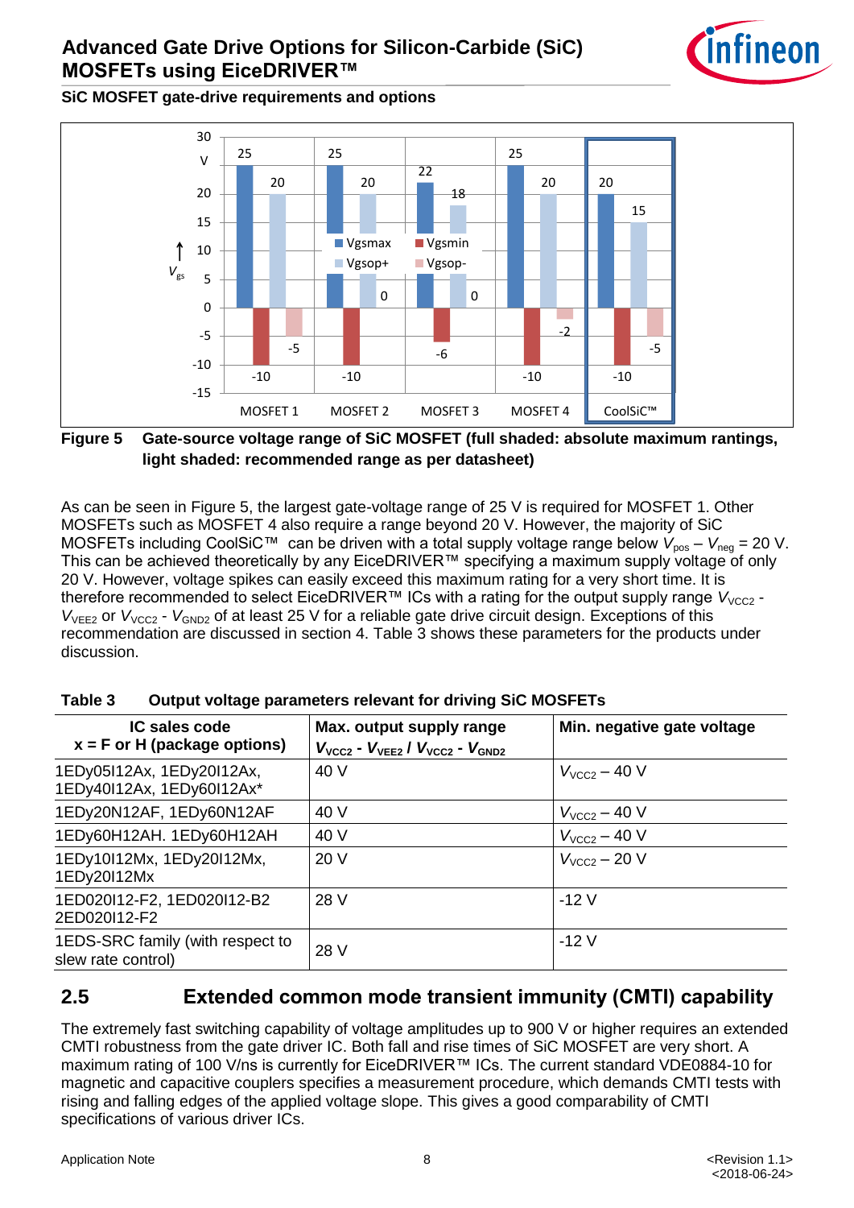### SiC MOSFET gate-drive requirements and options

**Figure 5 Gate-source voltage range of SiC MOSFET (full shaded: absolute maximum rantings, light shaded: recommended range as per datasheet)**

As can be seen in Figure 5, the largest gate-voltage range of 25 V is required for MOSFET 1. Other MOSFETs such as MOSFET 4 also require a range beyond 20 V. However, the majority of SiC MOSFETs including CoolSiC™ can be driven with a total supply voltage range below $V_{pos} – V_{neg}$ = 20 V. This can be achieved theoretically by any EiceDRIVER™ specifying a maximum supply voltage of only 20 V. However, voltage spikes can easily exceed this maximum rating for a very short time. It is therefore recommended to select EiceDRIVER™ ICs with a rating for the output supply range $V_{VCC2}$ - $V_{VEE2}$ or $V_{VCC2}$ - $V_{GND2}$ of at least 25 V for a reliable gate drive circuit design. Exceptions of this recommendation are discussed in section 4. Table 3 shows these parameters for the products under discussion.

**Table 3 Output voltage parameters relevant for driving SiC MOSFETs**

| IC sales code<br>x = F or H (package options) | Max. output supply range<br>$V_{VCC2}$ - $V_{VEE2}$ / $V_{VCC2}$ - $V_{GND2}$ | Min. negative gate voltage |
|---|---|---|
| 1EDy05I12Ax, 1EDy20I12Ax, 1EDy40I12Ax, 1EDy60I12Ax* | 40 V | $V_{VCC2}$ – 40 V |
| 1EDy20N12AF, 1EDy60N12AF | 40 V | $V_{VCC2}$ – 40 V |
| 1EDy60H12AH. 1EDy60H12AH | 40 V | $V_{VCC2}$ – 40 V |
| 1EDy10I12Mx, 1EDy20I12Mx, 1EDy20I12Mx | 20 V | $V_{VCC2}$ – 20 V |
| 1ED020I12-F2, 1ED020I12-B2 2ED020I12-F2 | 28 V | -12 V |
| 1EDS-SRC family (with respect to slew rate control) | 28 V | -12 V |

## 2.5 Extended common mode transient immunity (CMTI) capability

The extremely fast switching capability of voltage amplitudes up to 900 V or higher requires an extended CMTI robustness from the gate driver IC. Both fall and rise times of SiC MOSFET are very short. A maximum rating of 100 V/ns is currently for EiceDRIVER™ ICs. The current standard VDE0884-10 for magnetic and capacitive couplers specifies a measurement procedure, which demands CMTI tests with rising and falling edges of the applied voltage slope. This gives a good comparability of CMTI specifications of various driver ICs.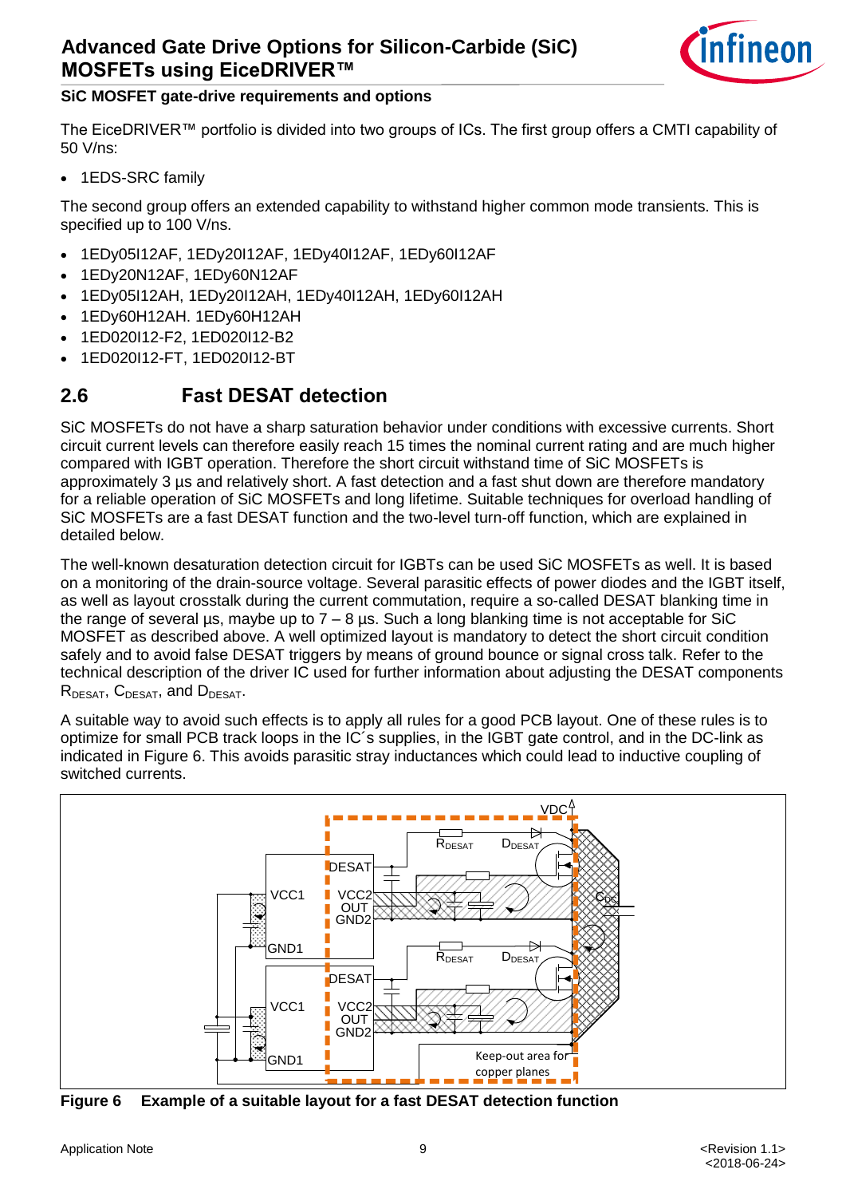The EiceDRIVER™ portfolio is divided into two groups of ICs. The first group offers a CMTI capability of 50 V/ns:

- 1EDS-SRC family

The second group offers an extended capability to withstand higher common mode transients. This is specified up to 100 V/ns.

- 1EDy05I12AF, 1EDy20I12AF, 1EDy40I12AF, 1EDy60I12AF
- 1EDy20N12AF, 1EDy60N12AF
- 1EDy05I12AH, 1EDy20I12AH, 1EDy40I12AH, 1EDy60I12AH
- 1EDy60H12AH. 1EDy60H12AH
- 1ED020I12-F2, 1ED020I12-B2
- 1ED020I12-FT, 1ED020I12-BT

## 2.6 Fast DESAT detection

SiC MOSFETs do not have a sharp saturation behavior under conditions with excessive currents. Short circuit current levels can therefore easily reach 15 times the nominal current rating and are much higher compared with IGBT operation. Therefore the short circuit withstand time of SiC MOSFETs is approximately 3 µs and relatively short. A fast detection and a fast shut down are therefore mandatory for a reliable operation of SiC MOSFETs and long lifetime. Suitable techniques for overload handling of SiC MOSFETs are a fast DESAT function and the two-level turn-off function, which are explained in detailed below.

The well-known desaturation detection circuit for IGBTs can be used SiC MOSFETs as well. It is based on a monitoring of the drain-source voltage. Several parasitic effects of power diodes and the IGBT itself, as well as layout crosstalk during the current commutation, require a so-called DESAT blanking time in the range of several µs, maybe up to 7 – 8 µs. Such a long blanking time is not acceptable for SiC MOSFET as described above. A well optimized layout is mandatory to detect the short circuit condition safely and to avoid false DESAT triggers by means of ground bounce or signal cross talk. Refer to the technical description of the driver IC used for further information about adjusting the DESAT components $R_{DESAT}$, $C_{DESAT}$, and $D_{DESAT}$.

A suitable way to avoid such effects is to apply all rules for a good PCB layout. One of these rules is to optimize for small PCB track loops in the IC´s supplies, in the IGBT gate control, and in the DC-link as indicated in Figure 6. This avoids parasitic stray inductances which could lead to inductive coupling of switched currents.

**Figure 6 Example of a suitable layout for a fast DESAT detection function**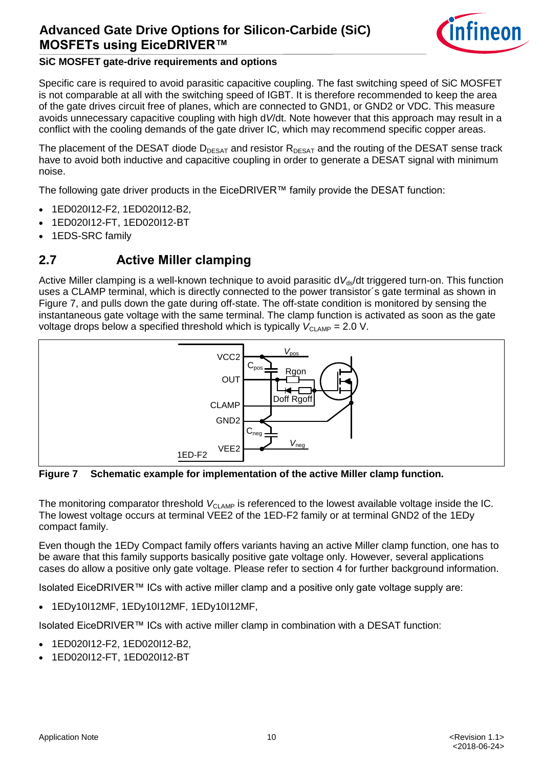**SiC MOSFET gate-drive requirements and options**

Specific care is required to avoid parasitic capacitive coupling. The fast switching speed of SiC MOSFET is not comparable at all with the switching speed of IGBT. It is therefore recommended to keep the area of the gate drives circuit free of planes, which are connected to GND1, or GND2 or VDC. This measure avoids unnecessary capacitive coupling with high d$V$/dt. Note however that this approach may result in a conflict with the cooling demands of the gate driver IC, which may recommend specific copper areas.

The placement of the DESAT diode $D_{DESAT}$ and resistor $R_{DESAT}$ and the routing of the DESAT sense track have to avoid both inductive and capacitive coupling in order to generate a DESAT signal with minimum noise.

The following gate driver products in the EiceDRIVER™ family provide the DESAT function:

- 1ED020I12-F2, 1ED020I12-B2,
- 1ED020I12-FT, 1ED020I12-BT
- 1EDS-SRC family

## 2.7 Active Miller clamping

Active Miller clamping is a well-known technique to avoid parasitic d$V_{ds}$/dt triggered turn-on. This function uses a CLAMP terminal, which is directly connected to the power transistor´s gate terminal as shown in Figure 7, and pulls down the gate during off-state. The off-state condition is monitored by sensing the instantaneous gate voltage with the same terminal. The clamp function is activated as soon as the gate voltage drops below a specified threshold which is typically $V_{CLAMP}$ = 2.0 V.

**Figure 7 Schematic example for implementation of the active Miller clamp function.**

The monitoring comparator threshold $V_{CLAMP}$ is referenced to the lowest available voltage inside the IC. The lowest voltage occurs at terminal VEE2 of the 1ED-F2 family or at terminal GND2 of the 1EDy compact family.

Even though the 1EDy Compact family offers variants having an active Miller clamp function, one has to be aware that this family supports basically positive gate voltage only. However, several applications cases do allow a positive only gate voltage. Please refer to section 4 for further background information.

Isolated EiceDRIVER™ ICs with active miller clamp and a positive only gate voltage supply are:

- 1EDy10I12MF, 1EDy10I12MF, 1EDy10I12MF,

Isolated EiceDRIVER™ ICs with active miller clamp in combination with a DESAT function:

- 1ED020I12-F2, 1ED020I12-B2,
- 1ED020I12-FT, 1ED020I12-BT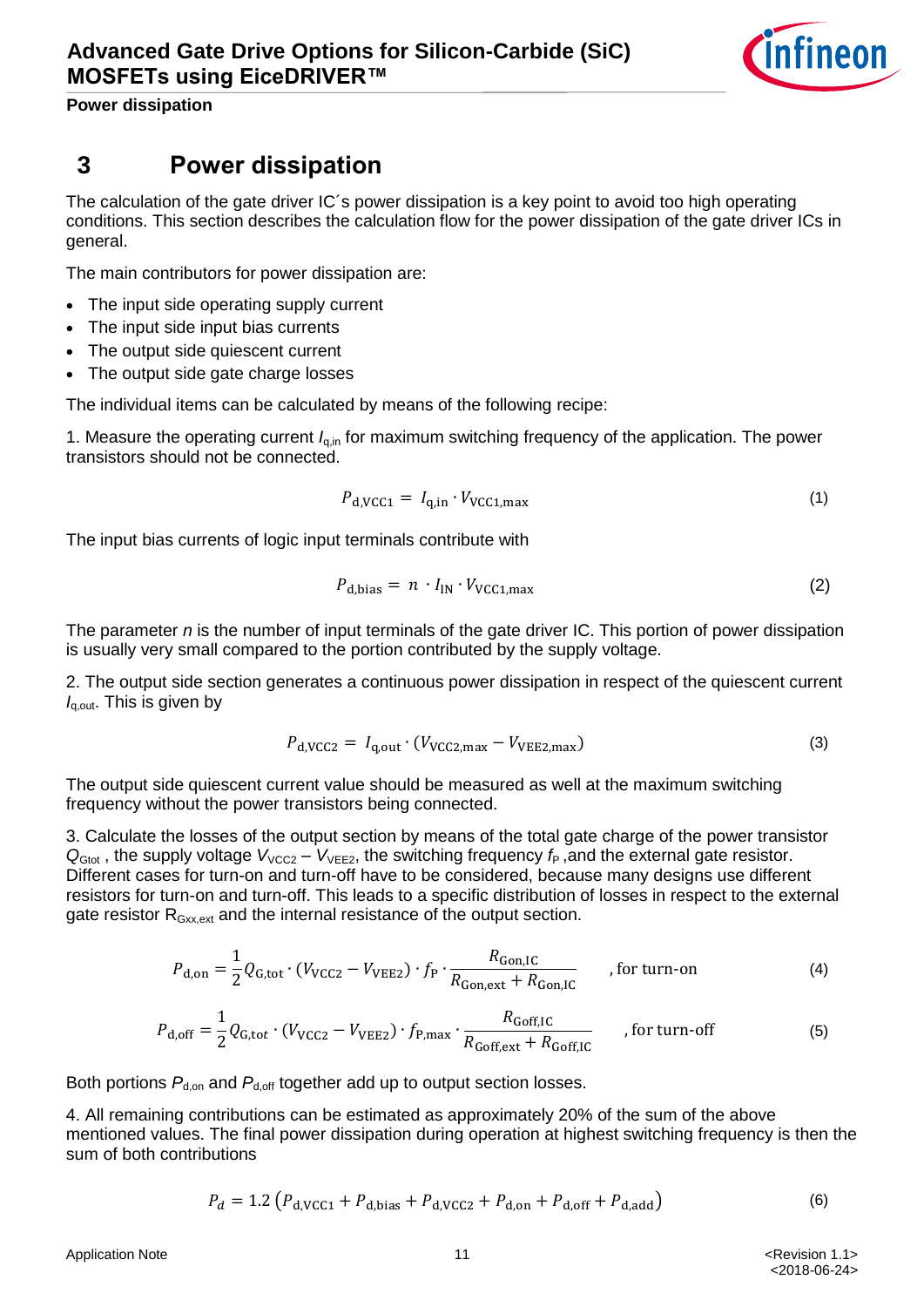# 3 Power dissipation

The calculation of the gate driver IC´s power dissipation is a key point to avoid too high operating conditions. This section describes the calculation flow for the power dissipation of the gate driver ICs in general.

The main contributors for power dissipation are:

- The input side operating supply current
- The input side input bias currents
- The output side quiescent current
- The output side gate charge losses

The individual items can be calculated by means of the following recipe:

1. Measure the operating current $I_{q,in}$ for maximum switching frequency of the application. The power transistors should not be connected.

$$P_{d,VCC1} = I_{q,in} \cdot V_{VCC1,max} \tag{1}$$

The input bias currents of logic input terminals contribute with

$$P_{d,bias} = n \cdot I_{IN} \cdot V_{VCC1,max} \tag{2}$$

The parameter $n$ is the number of input terminals of the gate driver IC. This portion of power dissipation is usually very small compared to the portion contributed by the supply voltage.

2. The output side section generates a continuous power dissipation in respect of the quiescent current $I_{q,out}$. This is given by

$$P_{d,VCC2} = I_{q,out} \cdot (V_{VCC2,max} - V_{VEE2,max}) \tag{3}$$

The output side quiescent current value should be measured as well at the maximum switching frequency without the power transistors being connected.

3. Calculate the losses of the output section by means of the total gate charge of the power transistor $Q_{Gtot}$ , the supply voltage $V_{VCC2} – V_{VEE2}$, the switching frequency $f_P$ ,and the external gate resistor. Different cases for turn-on and turn-off have to be considered, because many designs use different resistors for turn-on and turn-off. This leads to a specific distribution of losses in respect to the external gate resistor $R_{Gxx,ext}$ and the internal resistance of the output section.

$$P_{d,on} = \frac{1}{2} Q_{G,tot} \cdot (V_{VCC2} - V_{VEE2}) \cdot f_P \cdot \frac{R_{Gon,IC}}{R_{Gon,ext} + R_{Gon,IC}} \quad \text{, for turn-on} \tag{4}$$

$$P_{d,off} = \frac{1}{2} Q_{G,tot} \cdot (V_{VCC2} - V_{VEE2}) \cdot f_{P,max} \cdot \frac{R_{Goff,IC}}{R_{Goff,ext} + R_{Goff,IC}} \quad \text{, for turn-off} \tag{5}$$

Both portions $P_{d,on}$ and $P_{d,off}$ together add up to output section losses.

4. All remaining contributions can be estimated as approximately 20% of the sum of the above mentioned values. The final power dissipation during operation at highest switching frequency is then the sum of both contributions

$$P_d = 1.2 \left( P_{d,VCC1} + P_{d,bias} + P_{d,VCC2} + P_{d,on} + P_{d,off} + P_{d,add} \right) \tag{6}$$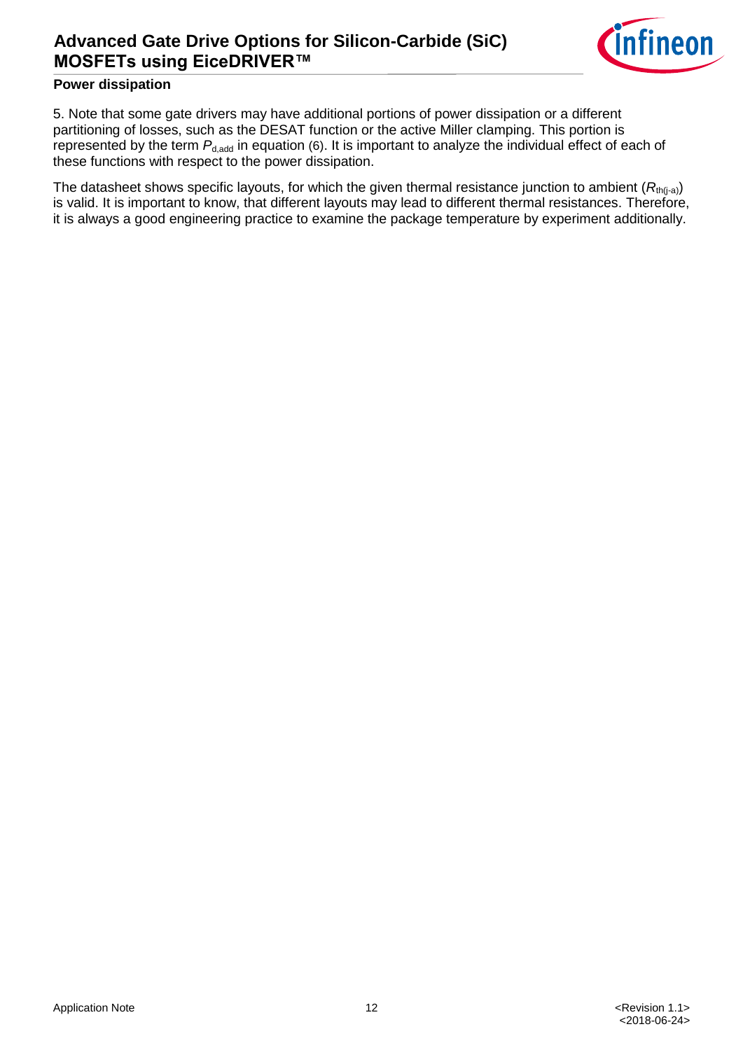5. Note that some gate drivers may have additional portions of power dissipation or a different partitioning of losses, such as the DESAT function or the active Miller clamping. This portion is represented by the term $P_{d,add}$ in equation (6). It is important to analyze the individual effect of each of these functions with respect to the power dissipation.

The datasheet shows specific layouts, for which the given thermal resistance junction to ambient ($R_{th(j-a)}$) is valid. It is important to know, that different layouts may lead to different thermal resistances. Therefore, it is always a good engineering practice to examine the package temperature by experiment additionally.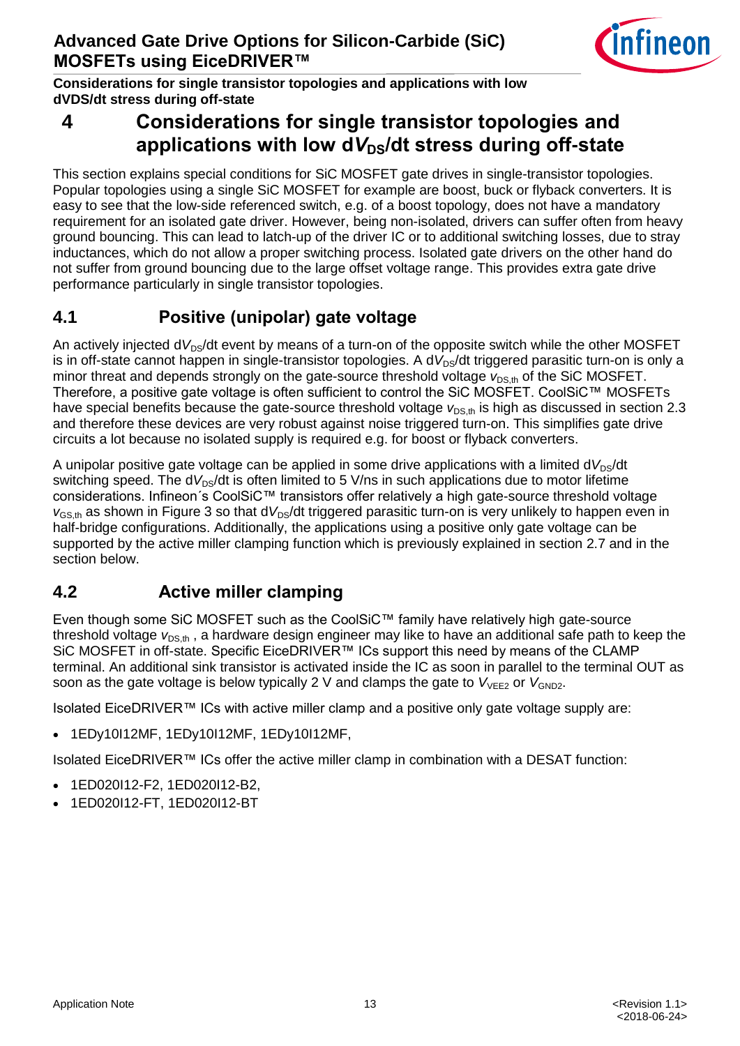# 4 Considerations for single transistor topologies and applications with low d$V_{DS}$/dt stress during off-state

This section explains special conditions for SiC MOSFET gate drives in single-transistor topologies. Popular topologies using a single SiC MOSFET for example are boost, buck or flyback converters. It is easy to see that the low-side referenced switch, e.g. of a boost topology, does not have a mandatory requirement for an isolated gate driver. However, being non-isolated, drivers can suffer often from heavy ground bouncing. This can lead to latch-up of the driver IC or to additional switching losses, due to stray inductances, which do not allow a proper switching process. Isolated gate drivers on the other hand do not suffer from ground bouncing due to the large offset voltage range. This provides extra gate drive performance particularly in single transistor topologies.

## 4.1 Positive (unipolar) gate voltage

An actively injected d$V_{DS}$/dt event by means of a turn-on of the opposite switch while the other MOSFET is in off-state cannot happen in single-transistor topologies. A d$V_{DS}$/dt triggered parasitic turn-on is only a minor threat and depends strongly on the gate-source threshold voltage $v_{DS,th}$ of the SiC MOSFET. Therefore, a positive gate voltage is often sufficient to control the SiC MOSFET. CoolSiC™ MOSFETs have special benefits because the gate-source threshold voltage $v_{DS,th}$ is high as discussed in section 2.3 and therefore these devices are very robust against noise triggered turn-on. This simplifies gate drive circuits a lot because no isolated supply is required e.g. for boost or flyback converters.

A unipolar positive gate voltage can be applied in some drive applications with a limited d$V_{DS}$/dt switching speed. The d$V_{DS}$/dt is often limited to 5 V/ns in such applications due to motor lifetime considerations. Infineon´s CoolSiC™ transistors offer relatively a high gate-source threshold voltage $v_{GS,th}$ as shown in Figure 3 so that d$V_{DS}$/dt triggered parasitic turn-on is very unlikely to happen even in half-bridge configurations. Additionally, the applications using a positive only gate voltage can be supported by the active miller clamping function which is previously explained in section 2.7 and in the section below.

## 4.2 Active miller clamping

Even though some SiC MOSFET such as the CoolSiC™ family have relatively high gate-source threshold voltage $v_{DS,th}$ , a hardware design engineer may like to have an additional safe path to keep the SiC MOSFET in off-state. Specific EiceDRIVER™ ICs support this need by means of the CLAMP terminal. An additional sink transistor is activated inside the IC as soon in parallel to the terminal OUT as soon as the gate voltage is below typically 2 V and clamps the gate to $V_{VEE2}$ or $V_{GND2}$.

Isolated EiceDRIVER™ ICs with active miller clamp and a positive only gate voltage supply are:

- 1EDy10I12MF, 1EDy10I12MF, 1EDy10I12MF,

Isolated EiceDRIVER™ ICs offer the active miller clamp in combination with a DESAT function:

- 1ED020I12-F2, 1ED020I12-B2,
- 1ED020I12-FT, 1ED020I12-BT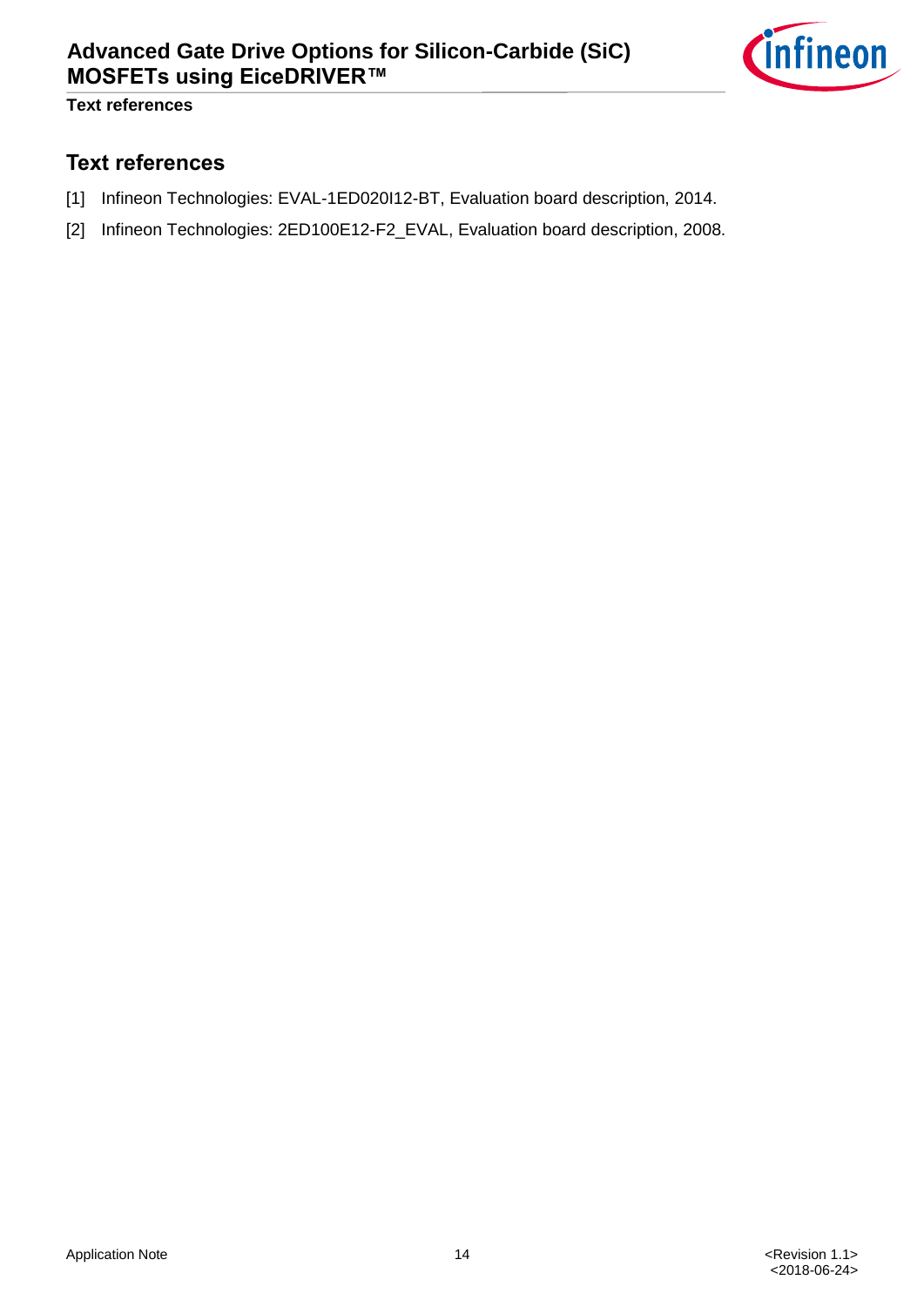## Text references

[1] Infineon Technologies: EVAL-1ED020I12-BT, Evaluation board description, 2014.

[2] Infineon Technologies: 2ED100E12-F2_EVAL, Evaluation board description, 2008.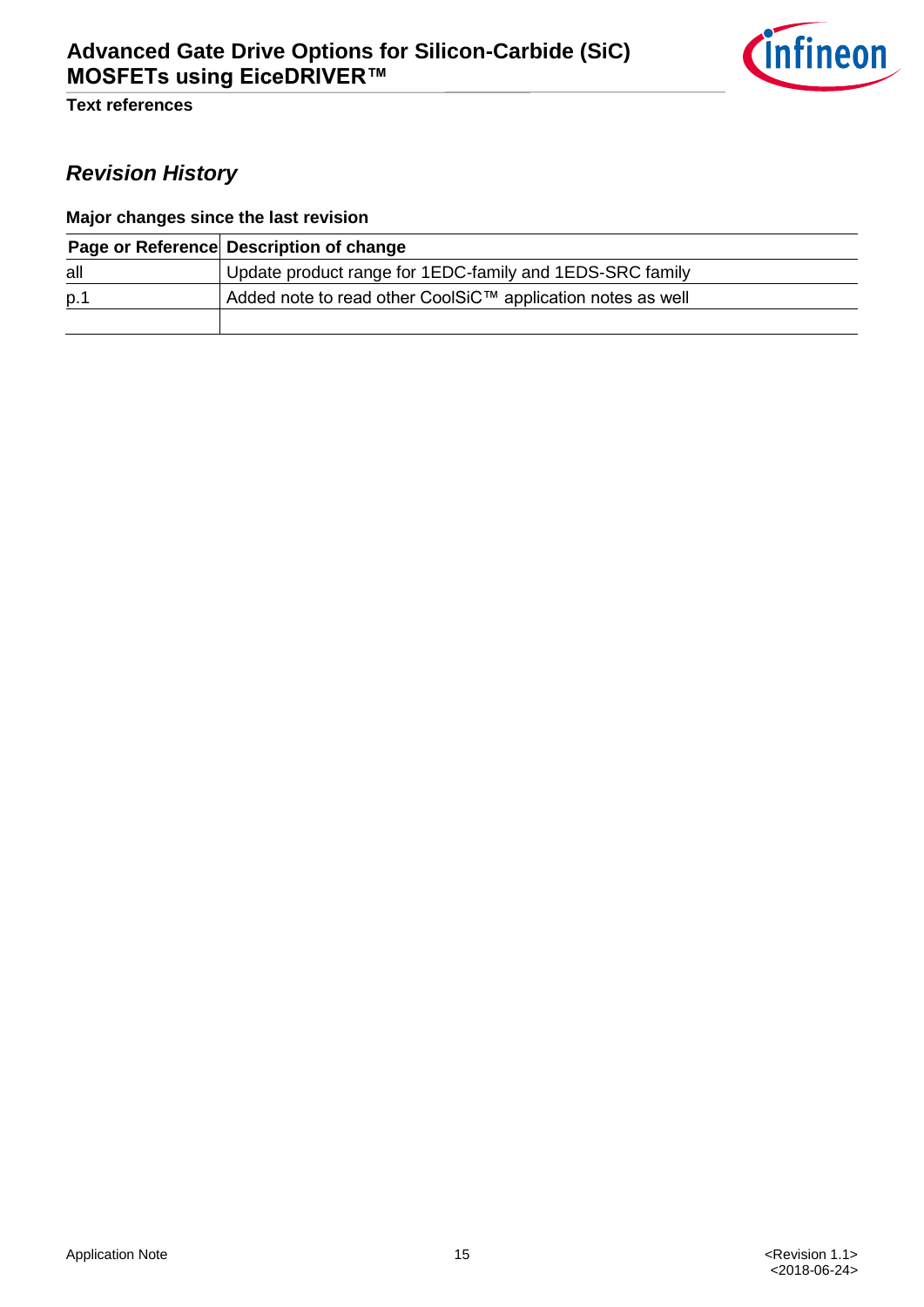## *Revision History*

**Major changes since the last revision**

| Page or Reference | Description of change |
|---|---|
| all | Update product range for 1EDC-family and 1EDS-SRC family |
| p.1 | Added note to read other CoolSiC™ application notes as well |
| | |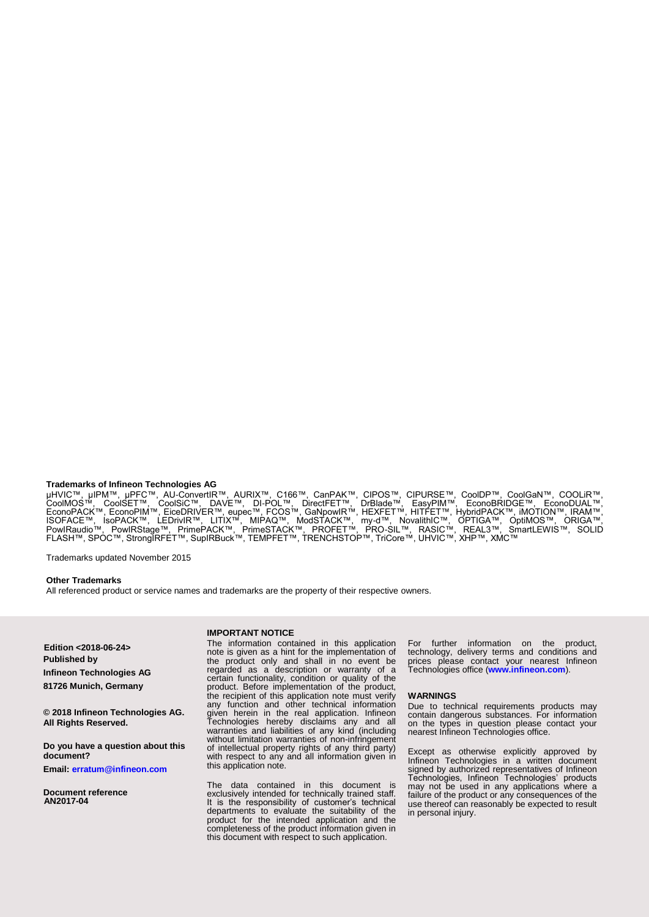**Trademarks of Infineon Technologies AG**

µHVIC™, µIPM™, µPFC™, AU-ConvertIR™, AURIX™, C166™, CanPAK™, CIPOS™, CIPURSE™, CoolDP™, CoolGaN™, COOLiR™, CoolMOS™, CoolSET™, CoolSiC™, DAVE™, DI-POL™, DirectFET™, DrBlade™, EasyPIM™, EconoBRIDGE™, EconoDUAL™, EconoPACK™, EconoPIM™, EiceDRIVER™, eupec™, FCOS™, GaNpowIR™, HEXFET™, HITFET™, HybridPACK™, iMOTION™, IRAM™, ISOFACE™, IsoPACK™, LEDrivIR™, LITIX™, MIPAQ™, ModSTACK™, my-d™, NovalithIC™, OPTIGA™, OptiMOS™, ORIGA™, PowIRaudio™, PowIRStage™, PrimePACK™, PrimeSTACK™, PROFET™, PRO-SIL™, RASIC™, REAL3™, SmartLEWIS™, SOLID FLASH™, SPOC™, StrongIRFET™, SupIRBuck™, TEMPFET™, TRENCHSTOP™, TriCore™, UHVIC™, XHP™, XMC™

Trademarks updated November 2015

**Other Trademarks**

All referenced product or service names and trademarks are the property of their respective owners.

**Edition <2018-06-24>**

**Published by**

**Infineon Technologies AG**

**81726 Munich, Germany**

**© 2018 Infineon Technologies AG. All Rights Reserved.**

**Do you have a question about this document?**

**Email: erratum@infineon.com**

**Document reference AN2017-04**

**IMPORTANT NOTICE**

The information contained in this application note is given as a hint for the implementation of the product only and shall in no event be regarded as a description or warranty of a certain functionality, condition or quality of the product. Before implementation of the product, the recipient of this application note must verify any function and other technical information given herein in the real application. Infineon Technologies hereby disclaims any and all warranties and liabilities of any kind (including without limitation warranties of non-infringement of intellectual property rights of any third party) with respect to any and all information given in this application note.

The data contained in this document is exclusively intended for technically trained staff. It is the responsibility of customer's technical departments to evaluate the suitability of the product for the intended application and the completeness of the product information given in this document with respect to such application.

For further information on the product, technology, delivery terms and conditions and prices please contact your nearest Infineon Technologies office (**www.infineon.com**).

**WARNINGS**

Due to technical requirements products may contain dangerous substances. For information on the types in question please contact your nearest Infineon Technologies office.

Except as otherwise explicitly approved by Infineon Technologies in a written document signed by authorized representatives of Infineon Technologies, Infineon Technologies' products may not be used in any applications where a failure of the product or any consequences of the use thereof can reasonably be expected to result in personal injury.